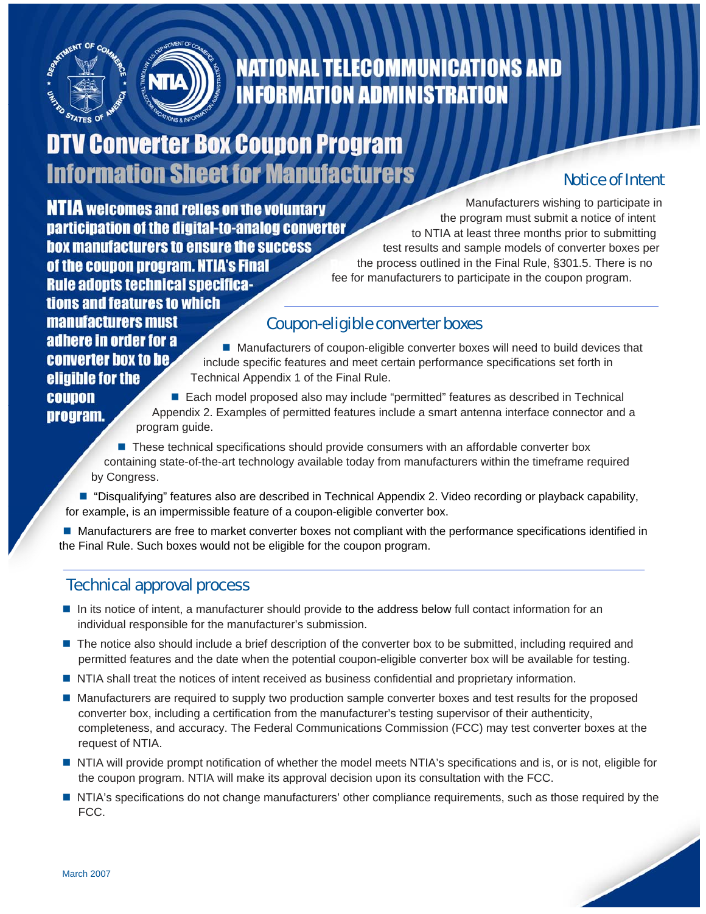# NATIONAL TELECOMMUNICATIONS AND INFORMATION ADMINISTRATION

# DTV Converter Box Coupon Program
## Information Sheet for Manufacturers

**NTIA welcomes and relies on the voluntary participation of the digital-to-analog converter box manufacturers to ensure the success of the coupon program. NTIA's Final Rule adopts technical specifications and features to which manufacturers must adhere in order for a converter box to be eligible for the coupon program.**

## Notice of Intent

Manufacturers wishing to participate in the program must submit a notice of intent to NTIA at least three months prior to submitting test results and sample models of converter boxes per the process outlined in the Final Rule, §301.5. There is no fee for manufacturers to participate in the coupon program.

## Coupon-eligible converter boxes

- Manufacturers of coupon-eligible converter boxes will need to build devices that include specific features and meet certain performance specifications set forth in Technical Appendix 1 of the Final Rule.
- Each model proposed also may include "permitted" features as described in Technical Appendix 2. Examples of permitted features include a smart antenna interface connector and a program guide.
- These technical specifications should provide consumers with an affordable converter box containing state-of-the-art technology available today from manufacturers within the timeframe required by Congress.
- "Disqualifying" features also are described in Technical Appendix 2. Video recording or playback capability, for example, is an impermissible feature of a coupon-eligible converter box.
- Manufacturers are free to market converter boxes not compliant with the performance specifications identified in the Final Rule. Such boxes would not be eligible for the coupon program.

## Technical approval process

- In its notice of intent, a manufacturer should provide to the address below full contact information for an individual responsible for the manufacturer's submission.
- The notice also should include a brief description of the converter box to be submitted, including required and permitted features and the date when the potential coupon-eligible converter box will be available for testing.
- NTIA shall treat the notices of intent received as business confidential and proprietary information.
- Manufacturers are required to supply two production sample converter boxes and test results for the proposed converter box, including a certification from the manufacturer's testing supervisor of their authenticity, completeness, and accuracy. The Federal Communications Commission (FCC) may test converter boxes at the request of NTIA.
- NTIA will provide prompt notification of whether the model meets NTIA's specifications and is, or is not, eligible for the coupon program. NTIA will make its approval decision upon its consultation with the FCC.
- NTIA's specifications do not change manufacturers' other compliance requirements, such as those required by the FCC.

March 2007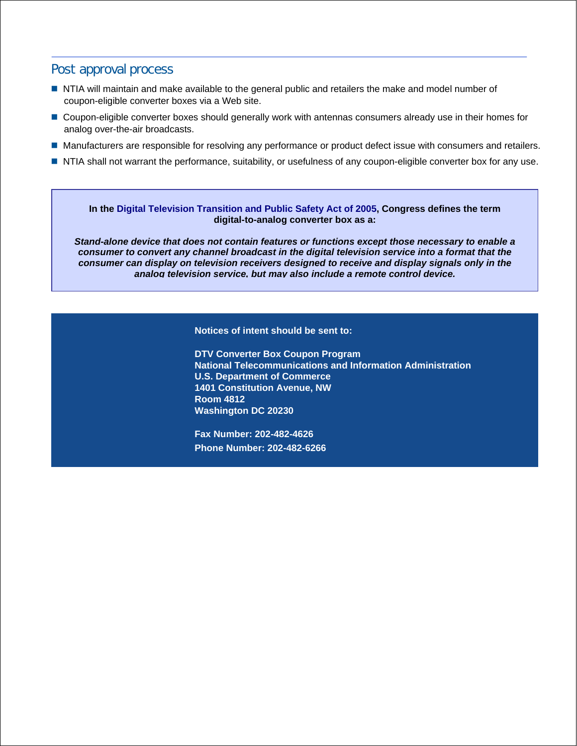## Post approval process

- NTIA will maintain and make available to the general public and retailers the make and model number of coupon-eligible converter boxes via a Web site.
- Coupon-eligible converter boxes should generally work with antennas consumers already use in their homes for analog over-the-air broadcasts.
- Manufacturers are responsible for resolving any performance or product defect issue with consumers and retailers.
- NTIA shall not warrant the performance, suitability, or usefulness of any coupon-eligible converter box for any use.

**In the Digital Television Transition and Public Safety Act of 2005, Congress defines the term digital-to-analog converter box as a:**

***Stand-alone device that does not contain features or functions except those necessary to enable a consumer to convert any channel broadcast in the digital television service into a format that the consumer can display on television receivers designed to receive and display signals only in the analog television service, but may also include a remote control device.***

**Notices of intent should be sent to:**

**DTV Converter Box Coupon Program**
**National Telecommunications and Information Administration**
**U.S. Department of Commerce**
**1401 Constitution Avenue, NW**
**Room 4812**
**Washington DC 20230**

**Fax Number: 202-482-4626**
**Phone Number: 202-482-6266**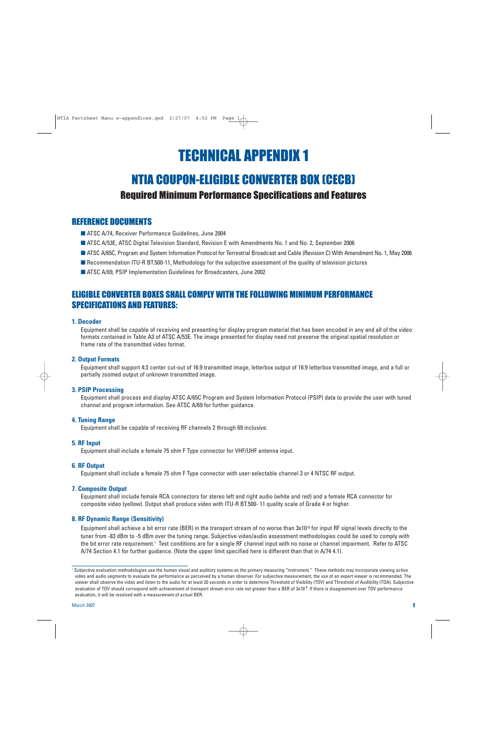# TECHNICAL APPENDIX 1

## NTIA COUPON-ELIGIBLE CONVERTER BOX (CECB)

### Required Minimum Performance Specifications and Features

## REFERENCE DOCUMENTS

- ATSC A/74, Receiver Performance Guidelines, June 2004
- ATSC A/53E, ATSC Digital Television Standard, Revision E with Amendments No. 1 and No. 2, September 2006
- ATSC A/65C, Program and System Information Protocol for Terrestrial Broadcast and Cable (Revision C) With Amendment No. 1, May 2006
- Recommendation ITU-R BT.500-11, Methodology for the subjective assessment of the quality of television pictures
- ATSC A/69, PSIP Implementation Guidelines for Broadcasters, June 2002

## ELIGIBLE CONVERTER BOXES SHALL COMPLY WITH THE FOLLOWING MINIMUM PERFORMANCE SPECIFICATIONS AND FEATURES:

### 1. Decoder

Equipment shall be capable of receiving and presenting for display program material that has been encoded in any and all of the video formats contained in Table A3 of ATSC A/53E. The image presented for display need not preserve the original spatial resolution or frame rate of the transmitted video format.

### 2. Output Formats

Equipment shall support 4:3 center cut-out of 16:9 transmitted image, letterbox output of 16:9 letterbox transmitted image, and a full or partially zoomed output of unknown transmitted image.

### 3. PSIP Processing

Equipment shall process and display ATSC A/65C Program and System Information Protocol (PSIP) data to provide the user with tuned channel and program information. See ATSC A/69 for further guidance.

### 4. Tuning Range

Equipment shall be capable of receiving RF channels 2 through 69 inclusive.

### 5. RF Input

Equipment shall include a female 75 ohm F Type connector for VHF/UHF antenna input.

### 6. RF Output

Equipment shall include a female 75 ohm F Type connector with user-selectable channel 3 or 4 NTSC RF output.

### 7. Composite Output

Equipment shall include female RCA connectors for stereo left and right audio (white and red) and a female RCA connector for composite video (yellow). Output shall produce video with ITU-R BT.500- 11 quality scale of Grade 4 or higher.

### 8. RF Dynamic Range (Sensitivity)

Equipment shall achieve a bit error rate (BER) in the transport stream of no worse than $3 \times 10^{-6}$ for input RF signal levels directly to the tuner from -83 dBm to -5 dBm over the tuning range. Subjective video/audio assessment methodologies could be used to comply with the bit error rate requirement.[1] Test conditions are for a single RF channel input with no noise or channel impairment. Refer to ATSC A/74 Section 4.1 for further guidance. (Note the upper limit specified here is different than that in A/74 4.1).

---

[1] Subjective evaluation methodologies use the human visual and auditory systems as the primary measuring "instrument." These methods may incorporate viewing active video and audio segments to evaluate the performance as perceived by a human observer. For subjective measurement, the use of an expert viewer is recommended. The viewer shall observe the video and listen to the audio for at least 20 seconds in order to determine Threshold of Visibility (TOV) and Threshold of Audibility (TOA). Subjective evaluation of TOV should correspond with achievement of transport stream error rate not greater than a BER of $3 \times 10^{-6}$. If there is disagreement over TOV performance evaluation, it will be resolved with a measurement of actual BER.

March 2007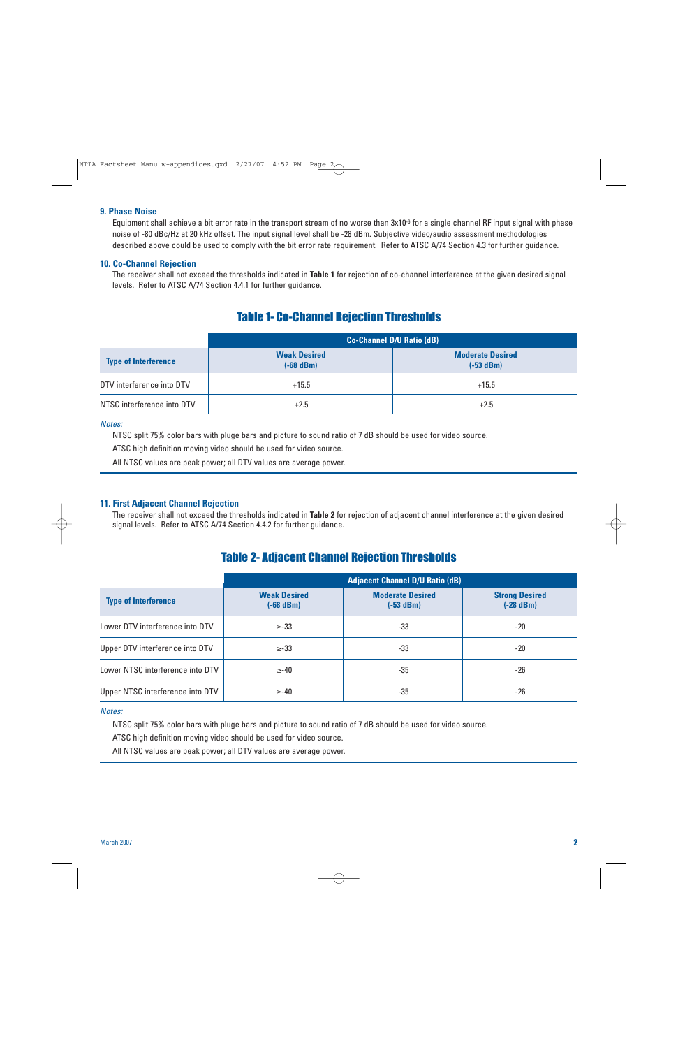### 9. Phase Noise

Equipment shall achieve a bit error rate in the transport stream of no worse than $3x10^{-6}$ for a single channel RF input signal with phase noise of -80 dBc/Hz at 20 kHz offset. The input signal level shall be -28 dBm. Subjective video/audio assessment methodologies described above could be used to comply with the bit error rate requirement. Refer to ATSC A/74 Section 4.3 for further guidance.

### 10. Co-Channel Rejection

The receiver shall not exceed the thresholds indicated in **Table 1** for rejection of co-channel interference at the given desired signal levels. Refer to ATSC A/74 Section 4.4.1 for further guidance.

## Table 1- Co-Channel Rejection Thresholds

| | Co-Channel D/U Ratio (dB) | |
|---|---|---|
| **Type of Interference** | **Weak Desired (-68 dBm)** | **Moderate Desired (-53 dBm)** |
| DTV interference into DTV | +15.5 | +15.5 |
| NTSC interference into DTV | +2.5 | +2.5 |

*Notes:*

NTSC split 75% color bars with pluge bars and picture to sound ratio of 7 dB should be used for video source.

ATSC high definition moving video should be used for video source.

All NTSC values are peak power; all DTV values are average power.

### 11. First Adjacent Channel Rejection

The receiver shall not exceed the thresholds indicated in **Table 2** for rejection of adjacent channel interference at the given desired signal levels. Refer to ATSC A/74 Section 4.4.2 for further guidance.

## Table 2- Adjacent Channel Rejection Thresholds

| | Adjacent Channel D/U Ratio (dB) | | |
|---|---|---|---|
| **Type of Interference** | **Weak Desired (-68 dBm)** | **Moderate Desired (-53 dBm)** | **Strong Desired (-28 dBm)** |
| Lower DTV interference into DTV | ≥-33 | -33 | -20 |
| Upper DTV interference into DTV | ≥-33 | -33 | -20 |
| Lower NTSC interference into DTV | ≥-40 | -35 | -26 |
| Upper NTSC interference into DTV | ≥-40 | -35 | -26 |

*Notes:*

NTSC split 75% color bars with pluge bars and picture to sound ratio of 7 dB should be used for video source.

ATSC high definition moving video should be used for video source.

All NTSC values are peak power; all DTV values are average power.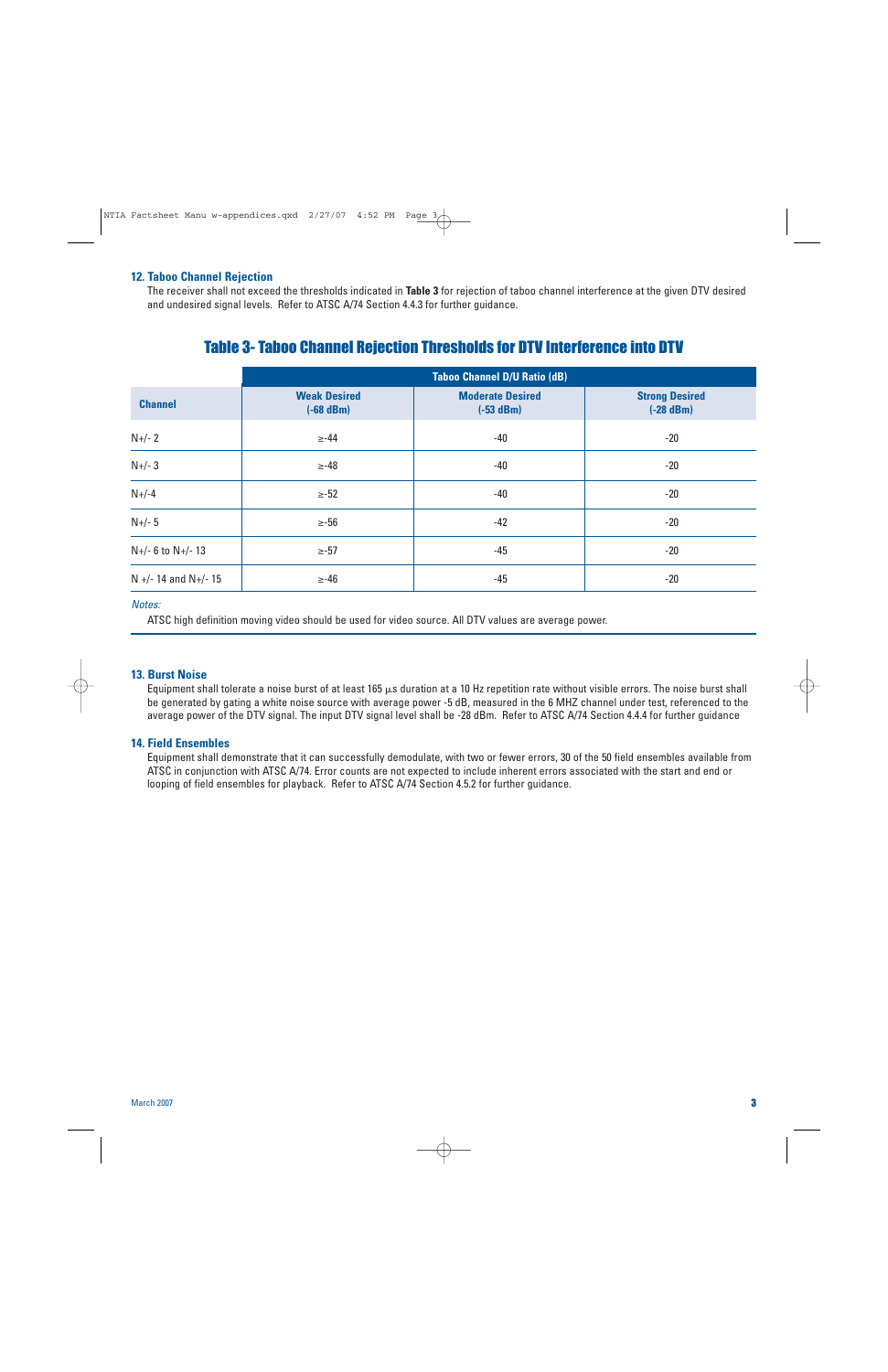## 12. Taboo Channel Rejection

The receiver shall not exceed the thresholds indicated in **Table 3** for rejection of taboo channel interference at the given DTV desired and undesired signal levels. Refer to ATSC A/74 Section 4.4.3 for further guidance.

### Table 3- Taboo Channel Rejection Thresholds for DTV Interference into DTV

| | Taboo Channel D/U Ratio (dB) | | |
|---|---|---|---|
| **Channel** | **Weak Desired (-68 dBm)** | **Moderate Desired (-53 dBm)** | **Strong Desired (-28 dBm)** |
| N+/- 2 | ≥-44 | -40 | -20 |
| N+/- 3 | ≥-48 | -40 | -20 |
| N+/-4 | ≥-52 | -40 | -20 |
| N+/- 5 | ≥-56 | -42 | -20 |
| N+/- 6 to N+/- 13 | ≥-57 | -45 | -20 |
| N +/- 14 and N+/- 15 | ≥-46 | -45 | -20 |

*Notes:*

ATSC high definition moving video should be used for video source. All DTV values are average power.

## 13. Burst Noise

Equipment shall tolerate a noise burst of at least 165 µs duration at a 10 Hz repetition rate without visible errors. The noise burst shall be generated by gating a white noise source with average power -5 dB, measured in the 6 MHZ channel under test, referenced to the average power of the DTV signal. The input DTV signal level shall be -28 dBm. Refer to ATSC A/74 Section 4.4.4 for further guidance

## 14. Field Ensembles

Equipment shall demonstrate that it can successfully demodulate, with two or fewer errors, 30 of the 50 field ensembles available from ATSC in conjunction with ATSC A/74. Error counts are not expected to include inherent errors associated with the start and end or looping of field ensembles for playback. Refer to ATSC A/74 Section 4.5.2 for further guidance.

March 2007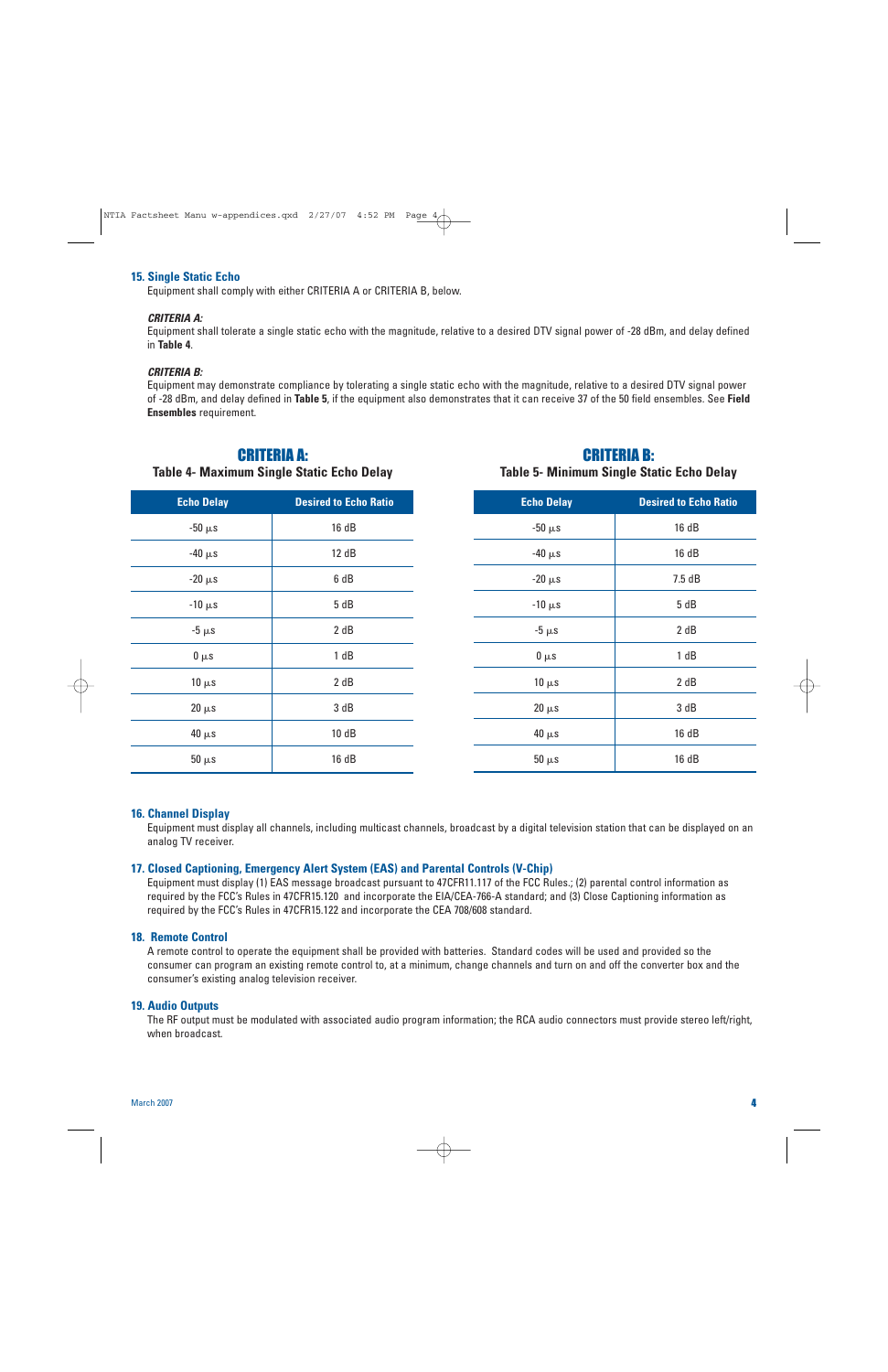## 15. Single Static Echo

Equipment shall comply with either CRITERIA A or CRITERIA B, below.

***CRITERIA A:***
Equipment shall tolerate a single static echo with the magnitude, relative to a desired DTV signal power of -28 dBm, and delay defined in **Table 4**.

***CRITERIA B:***
Equipment may demonstrate compliance by tolerating a single static echo with the magnitude, relative to a desired DTV signal power of -28 dBm, and delay defined in **Table 5**, if the equipment also demonstrates that it can receive 37 of the 50 field ensembles. See **Field Ensembles** requirement.

### CRITERIA A:

**Table 4- Maximum Single Static Echo Delay**

| Echo Delay | Desired to Echo Ratio |
|---|---|
| -50 µs | 16 dB |
| -40 µs | 12 dB |
| -20 µs | 6 dB |
| -10 µs | 5 dB |
| -5 µs | 2 dB |
| 0 µs | 1 dB |
| 10 µs | 2 dB |
| 20 µs | 3 dB |
| 40 µs | 10 dB |
| 50 µs | 16 dB |

### CRITERIA B:

**Table 5- Minimum Single Static Echo Delay**

| Echo Delay | Desired to Echo Ratio |
|---|---|
| -50 µs | 16 dB |
| -40 µs | 16 dB |
| -20 µs | 7.5 dB |
| -10 µs | 5 dB |
| -5 µs | 2 dB |
| 0 µs | 1 dB |
| 10 µs | 2 dB |
| 20 µs | 3 dB |
| 40 µs | 16 dB |
| 50 µs | 16 dB |

## 16. Channel Display

Equipment must display all channels, including multicast channels, broadcast by a digital television station that can be displayed on an analog TV receiver.

## 17. Closed Captioning, Emergency Alert System (EAS) and Parental Controls (V-Chip)

Equipment must display (1) EAS message broadcast pursuant to 47CFR11.117 of the FCC Rules.; (2) parental control information as required by the FCC's Rules in 47CFR15.120 and incorporate the EIA/CEA-766-A standard; and (3) Close Captioning information as required by the FCC's Rules in 47CFR15.122 and incorporate the CEA 708/608 standard.

## 18. Remote Control

A remote control to operate the equipment shall be provided with batteries. Standard codes will be used and provided so the consumer can program an existing remote control to, at a minimum, change channels and turn on and off the converter box and the consumer's existing analog television receiver.

## 19. Audio Outputs

The RF output must be modulated with associated audio program information; the RCA audio connectors must provide stereo left/right, when broadcast.

March 2007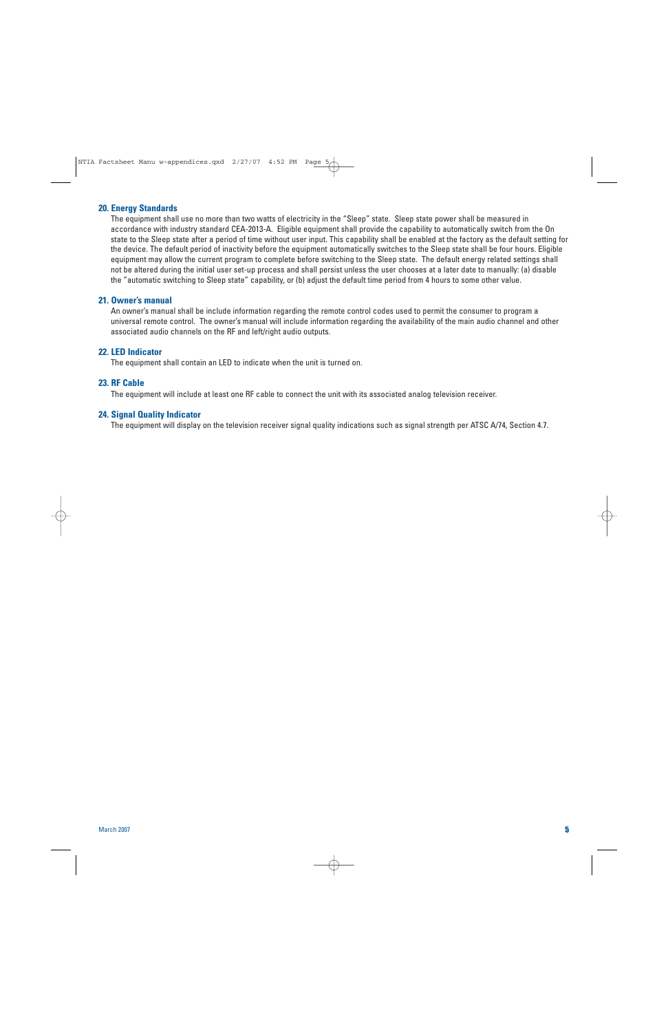## 20. Energy Standards

The equipment shall use no more than two watts of electricity in the "Sleep" state. Sleep state power shall be measured in accordance with industry standard CEA-2013-A. Eligible equipment shall provide the capability to automatically switch from the On state to the Sleep state after a period of time without user input. This capability shall be enabled at the factory as the default setting for the device. The default period of inactivity before the equipment automatically switches to the Sleep state shall be four hours. Eligible equipment may allow the current program to complete before switching to the Sleep state. The default energy related settings shall not be altered during the initial user set-up process and shall persist unless the user chooses at a later date to manually: (a) disable the "automatic switching to Sleep state" capability, or (b) adjust the default time period from 4 hours to some other value.

## 21. Owner's manual

An owner's manual shall be include information regarding the remote control codes used to permit the consumer to program a universal remote control. The owner's manual will include information regarding the availability of the main audio channel and other associated audio channels on the RF and left/right audio outputs.

## 22. LED Indicator

The equipment shall contain an LED to indicate when the unit is turned on.

## 23. RF Cable

The equipment will include at least one RF cable to connect the unit with its associated analog television receiver.

## 24. Signal Quality Indicator

The equipment will display on the television receiver signal quality indications such as signal strength per ATSC A/74, Section 4.7.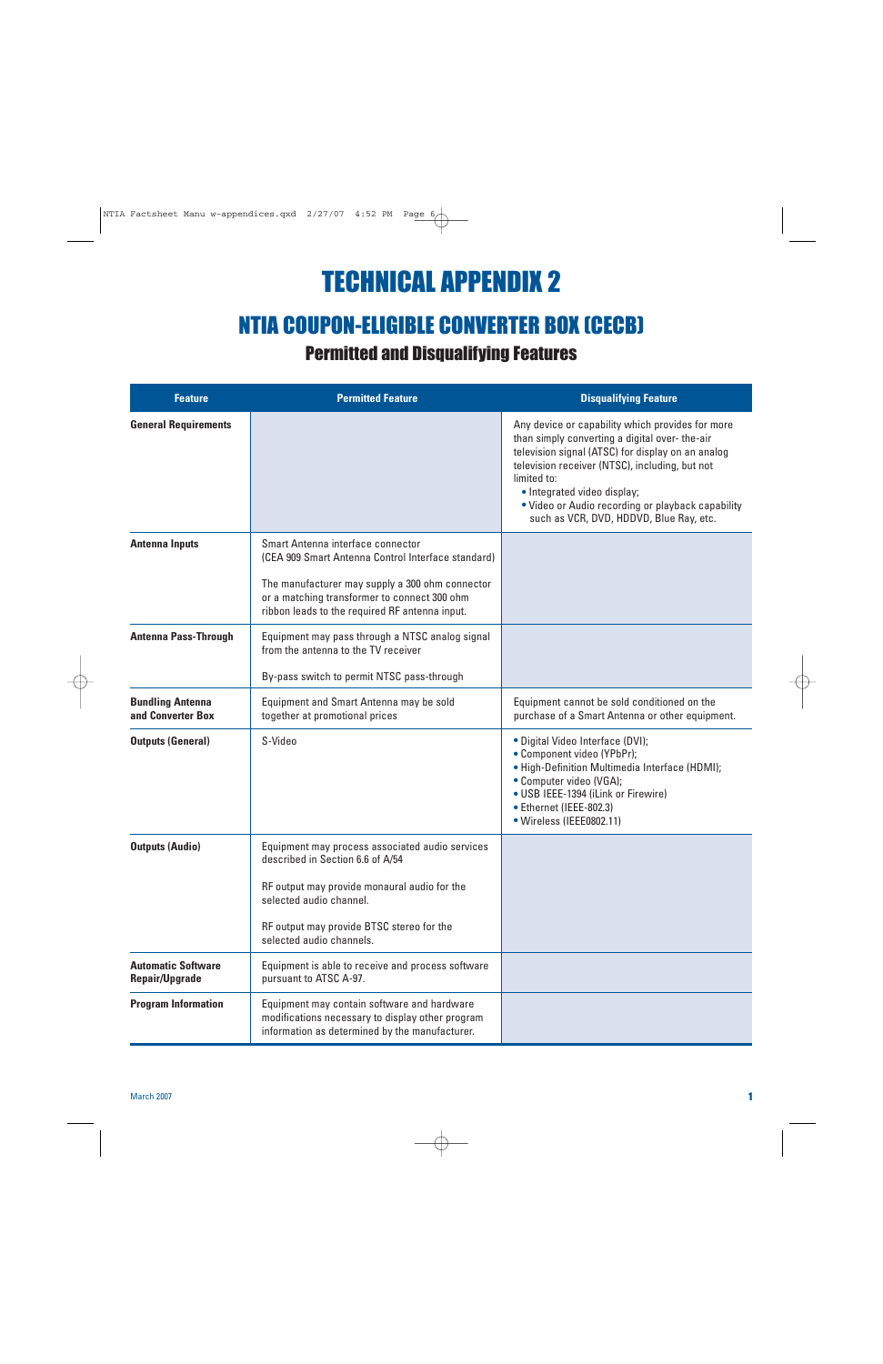# TECHNICAL APPENDIX 2

## NTIA COUPON-ELIGIBLE CONVERTER BOX (CECB)

### Permitted and Disqualifying Features

| Feature | Permitted Feature | Disqualifying Feature |
|---|---|---|
| **General Requirements** | | Any device or capability which provides for more than simply converting a digital over- the-air television signal (ATSC) for display on an analog television receiver (NTSC), including, but not limited to:<br>• Integrated video display;<br>• Video or Audio recording or playback capability such as VCR, DVD, HDDVD, Blue Ray, etc. |
| **Antenna Inputs** | Smart Antenna interface connector (CEA 909 Smart Antenna Control Interface standard)<br><br>The manufacturer may supply a 300 ohm connector or a matching transformer to connect 300 ohm ribbon leads to the required RF antenna input. | |
| **Antenna Pass-Through** | Equipment may pass through a NTSC analog signal from the antenna to the TV receiver<br><br>By-pass switch to permit NTSC pass-through | |
| **Bundling Antenna and Converter Box** | Equipment and Smart Antenna may be sold together at promotional prices | Equipment cannot be sold conditioned on the purchase of a Smart Antenna or other equipment. |
| **Outputs (General)** | S-Video | • Digital Video Interface (DVI);<br>• Component video (YPbPr);<br>• High-Definition Multimedia Interface (HDMI);<br>• Computer video (VGA);<br>• USB IEEE-1394 (iLink or Firewire)<br>• Ethernet (IEEE-802.3)<br>• Wireless (IEEE0802.11) |
| **Outputs (Audio)** | Equipment may process associated audio services described in Section 6.6 of A/54<br><br>RF output may provide monaural audio for the selected audio channel.<br><br>RF output may provide BTSC stereo for the selected audio channels. | |
| **Automatic Software Repair/Upgrade** | Equipment is able to receive and process software pursuant to ATSC A-97. | |
| **Program Information** | Equipment may contain software and hardware modifications necessary to display other program information as determined by the manufacturer. | |

March 2007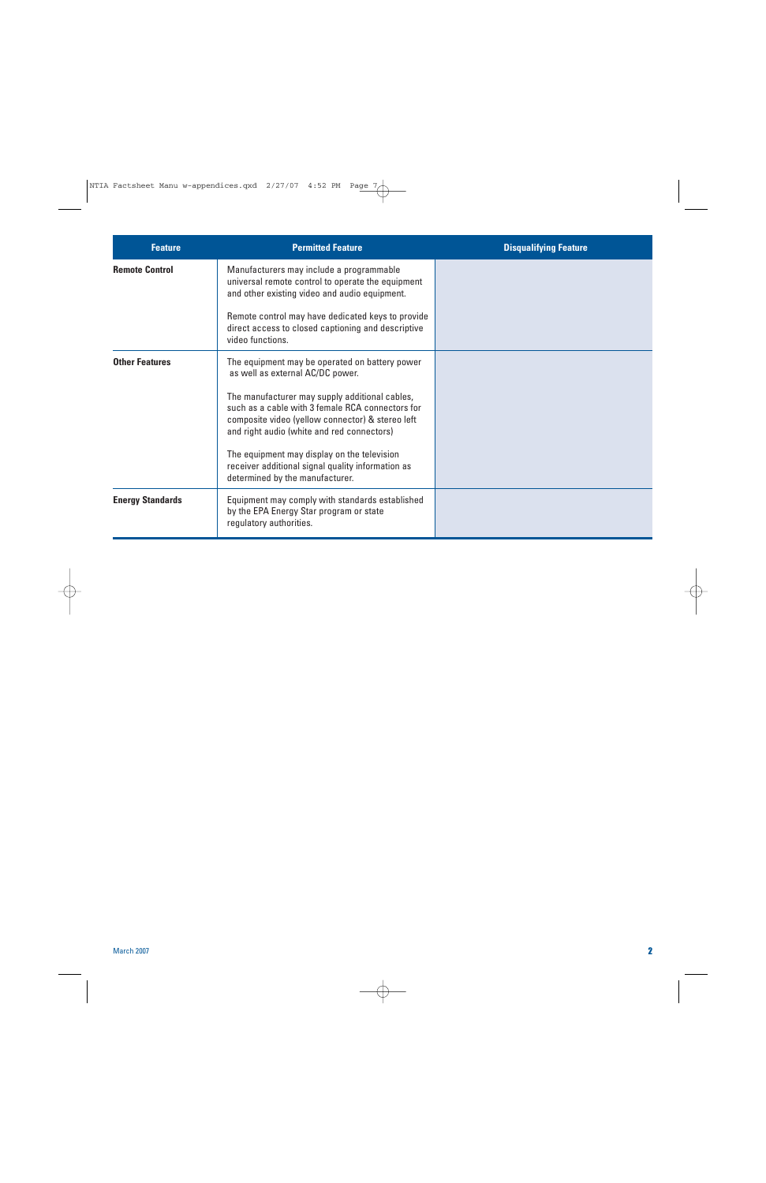| Feature | Permitted Feature | Disqualifying Feature |
| --- | --- | --- |
| **Remote Control** | Manufacturers may include a programmable universal remote control to operate the equipment and other existing video and audio equipment.<br><br>Remote control may have dedicated keys to provide direct access to closed captioning and descriptive video functions. | |
| **Other Features** | The equipment may be operated on battery power as well as external AC/DC power.<br><br>The manufacturer may supply additional cables, such as a cable with 3 female RCA connectors for composite video (yellow connector) & stereo left and right audio (white and red connectors)<br><br>The equipment may display on the television receiver additional signal quality information as determined by the manufacturer. | |
| **Energy Standards** | Equipment may comply with standards established by the EPA Energy Star program or state regulatory authorities. | |

March 2007